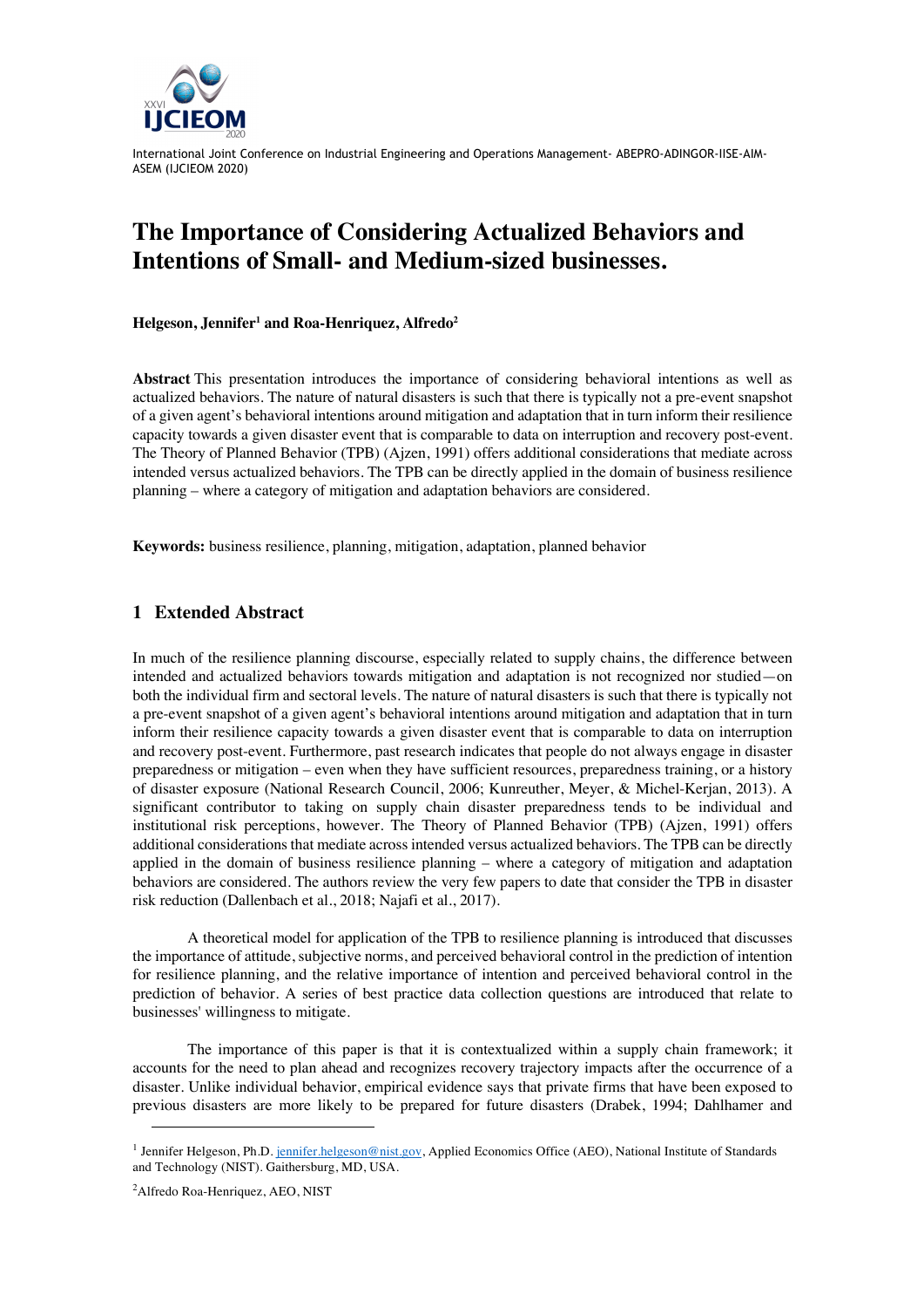International Joint Conference on Industrial Engineering and Operations Management- ABEPRO-ADINGOR-IISE-AIM-ASEM (IJCIEOM 2020)

# The Importance of Considering Actualized Behaviors and Intentions of Small- and Medium-sized businesses.

**Helgeson, Jennifer[1] and Roa-Henriquez, Alfredo[2]**

**Abstract** This presentation introduces the importance of considering behavioral intentions as well as actualized behaviors. The nature of natural disasters is such that there is typically not a pre-event snapshot of a given agent's behavioral intentions around mitigation and adaptation that in turn inform their resilience capacity towards a given disaster event that is comparable to data on interruption and recovery post-event. The Theory of Planned Behavior (TPB) (Ajzen, 1991) offers additional considerations that mediate across intended versus actualized behaviors. The TPB can be directly applied in the domain of business resilience planning – where a category of mitigation and adaptation behaviors are considered.

**Keywords:** business resilience, planning, mitigation, adaptation, planned behavior

## 1 Extended Abstract

In much of the resilience planning discourse, especially related to supply chains, the difference between intended and actualized behaviors towards mitigation and adaptation is not recognized nor studied—on both the individual firm and sectoral levels. The nature of natural disasters is such that there is typically not a pre-event snapshot of a given agent's behavioral intentions around mitigation and adaptation that in turn inform their resilience capacity towards a given disaster event that is comparable to data on interruption and recovery post-event. Furthermore, past research indicates that people do not always engage in disaster preparedness or mitigation – even when they have sufficient resources, preparedness training, or a history of disaster exposure (National Research Council, 2006; Kunreuther, Meyer, & Michel-Kerjan, 2013). A significant contributor to taking on supply chain disaster preparedness tends to be individual and institutional risk perceptions, however. The Theory of Planned Behavior (TPB) (Ajzen, 1991) offers additional considerations that mediate across intended versus actualized behaviors. The TPB can be directly applied in the domain of business resilience planning – where a category of mitigation and adaptation behaviors are considered. The authors review the very few papers to date that consider the TPB in disaster risk reduction (Dallenbach et al., 2018; Najafi et al., 2017).

A theoretical model for application of the TPB to resilience planning is introduced that discusses the importance of attitude, subjective norms, and perceived behavioral control in the prediction of intention for resilience planning, and the relative importance of intention and perceived behavioral control in the prediction of behavior. A series of best practice data collection questions are introduced that relate to businesses' willingness to mitigate.

The importance of this paper is that it is contextualized within a supply chain framework; it accounts for the need to plan ahead and recognizes recovery trajectory impacts after the occurrence of a disaster. Unlike individual behavior, empirical evidence says that private firms that have been exposed to previous disasters are more likely to be prepared for future disasters (Drabek, 1994; Dahlhamer and

---

[1] Jennifer Helgeson, Ph.D. jennifer.helgeson@nist.gov, Applied Economics Office (AEO), National Institute of Standards and Technology (NIST). Gaithersburg, MD, USA.

[2] Alfredo Roa-Henriquez, AEO, NIST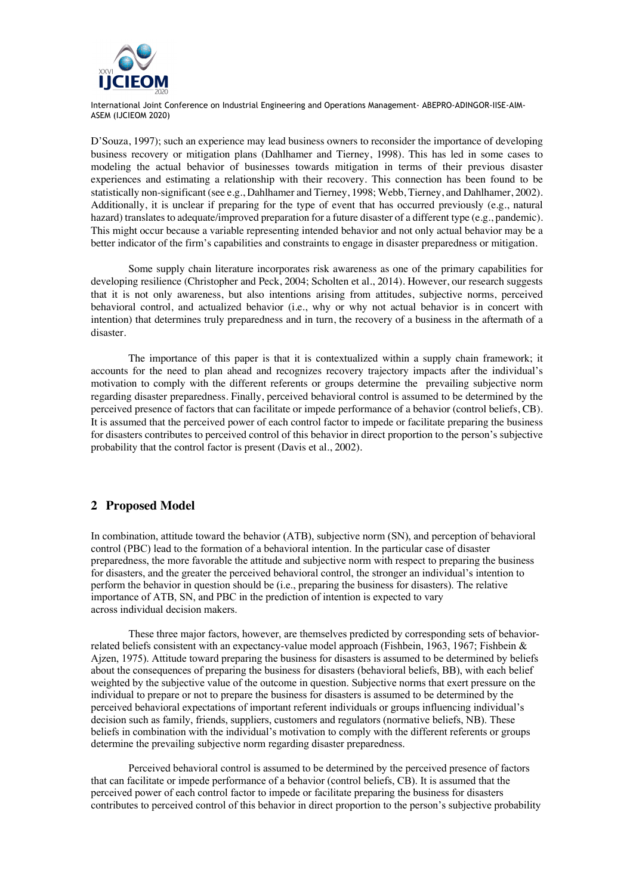D'Souza, 1997); such an experience may lead business owners to reconsider the importance of developing business recovery or mitigation plans (Dahlhamer and Tierney, 1998). This has led in some cases to modeling the actual behavior of businesses towards mitigation in terms of their previous disaster experiences and estimating a relationship with their recovery. This connection has been found to be statistically non-significant (see e.g., Dahlhamer and Tierney, 1998; Webb, Tierney, and Dahlhamer, 2002). Additionally, it is unclear if preparing for the type of event that has occurred previously (e.g., natural hazard) translates to adequate/improved preparation for a future disaster of a different type (e.g., pandemic). This might occur because a variable representing intended behavior and not only actual behavior may be a better indicator of the firm's capabilities and constraints to engage in disaster preparedness or mitigation.

Some supply chain literature incorporates risk awareness as one of the primary capabilities for developing resilience (Christopher and Peck, 2004; Scholten et al., 2014). However, our research suggests that it is not only awareness, but also intentions arising from attitudes, subjective norms, perceived behavioral control, and actualized behavior (i.e., why or why not actual behavior is in concert with intention) that determines truly preparedness and in turn, the recovery of a business in the aftermath of a disaster.

The importance of this paper is that it is contextualized within a supply chain framework; it accounts for the need to plan ahead and recognizes recovery trajectory impacts after the individual's motivation to comply with the different referents or groups determine the prevailing subjective norm regarding disaster preparedness. Finally, perceived behavioral control is assumed to be determined by the perceived presence of factors that can facilitate or impede performance of a behavior (control beliefs, CB). It is assumed that the perceived power of each control factor to impede or facilitate preparing the business for disasters contributes to perceived control of this behavior in direct proportion to the person's subjective probability that the control factor is present (Davis et al., 2002).

## 2 Proposed Model

In combination, attitude toward the behavior (ATB), subjective norm (SN), and perception of behavioral control (PBC) lead to the formation of a behavioral intention. In the particular case of disaster preparedness, the more favorable the attitude and subjective norm with respect to preparing the business for disasters, and the greater the perceived behavioral control, the stronger an individual's intention to perform the behavior in question should be (i.e., preparing the business for disasters). The relative importance of ATB, SN, and PBC in the prediction of intention is expected to vary across individual decision makers.

These three major factors, however, are themselves predicted by corresponding sets of behavior-related beliefs consistent with an expectancy-value model approach (Fishbein, 1963, 1967; Fishbein & Ajzen, 1975). Attitude toward preparing the business for disasters is assumed to be determined by beliefs about the consequences of preparing the business for disasters (behavioral beliefs, BB), with each belief weighted by the subjective value of the outcome in question. Subjective norms that exert pressure on the individual to prepare or not to prepare the business for disasters is assumed to be determined by the perceived behavioral expectations of important referent individuals or groups influencing individual's decision such as family, friends, suppliers, customers and regulators (normative beliefs, NB). These beliefs in combination with the individual's motivation to comply with the different referents or groups determine the prevailing subjective norm regarding disaster preparedness.

Perceived behavioral control is assumed to be determined by the perceived presence of factors that can facilitate or impede performance of a behavior (control beliefs, CB). It is assumed that the perceived power of each control factor to impede or facilitate preparing the business for disasters contributes to perceived control of this behavior in direct proportion to the person's subjective probability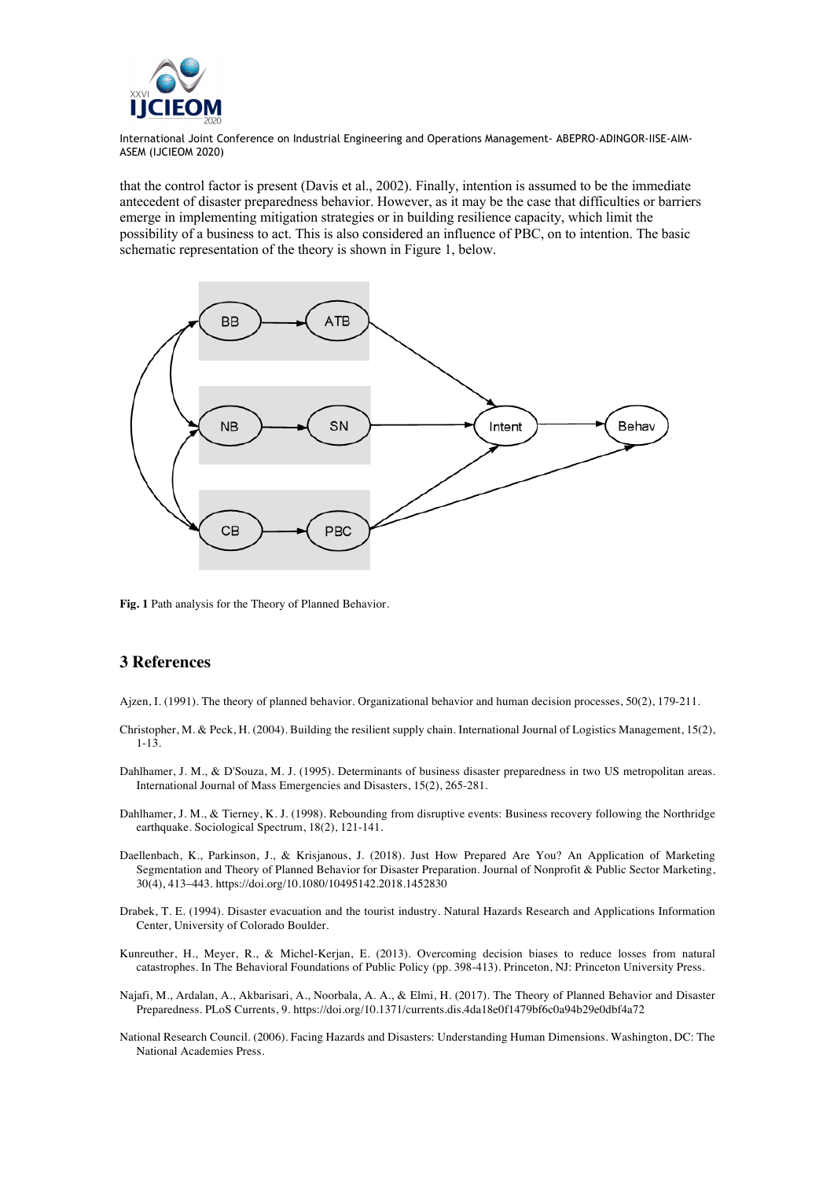that the control factor is present (Davis et al., 2002). Finally, intention is assumed to be the immediate antecedent of disaster preparedness behavior. However, as it may be the case that difficulties or barriers emerge in implementing mitigation strategies or in building resilience capacity, which limit the possibility of a business to act. This is also considered an influence of PBC, on to intention. The basic schematic representation of the theory is shown in Figure 1, below.

**Fig. 1** Path analysis for the Theory of Planned Behavior.

## 3 References

Ajzen, I. (1991). The theory of planned behavior. Organizational behavior and human decision processes, 50(2), 179-211.

Christopher, M. & Peck, H. (2004). Building the resilient supply chain. International Journal of Logistics Management, 15(2), 1-13.

Dahlhamer, J. M., & D'Souza, M. J. (1995). Determinants of business disaster preparedness in two US metropolitan areas. International Journal of Mass Emergencies and Disasters, 15(2), 265-281.

Dahlhamer, J. M., & Tierney, K. J. (1998). Rebounding from disruptive events: Business recovery following the Northridge earthquake. Sociological Spectrum, 18(2), 121-141.

Daellenbach, K., Parkinson, J., & Krisjanous, J. (2018). Just How Prepared Are You? An Application of Marketing Segmentation and Theory of Planned Behavior for Disaster Preparation. Journal of Nonprofit & Public Sector Marketing, 30(4), 413–443. https://doi.org/10.1080/10495142.2018.1452830

Drabek, T. E. (1994). Disaster evacuation and the tourist industry. Natural Hazards Research and Applications Information Center, University of Colorado Boulder.

Kunreuther, H., Meyer, R., & Michel-Kerjan, E. (2013). Overcoming decision biases to reduce losses from natural catastrophes. In The Behavioral Foundations of Public Policy (pp. 398-413). Princeton, NJ: Princeton University Press.

Najafi, M., Ardalan, A., Akbarisari, A., Noorbala, A. A., & Elmi, H. (2017). The Theory of Planned Behavior and Disaster Preparedness. PLoS Currents, 9. https://doi.org/10.1371/currents.dis.4da18e0f1479bf6c0a94b29e0dbf4a72

National Research Council. (2006). Facing Hazards and Disasters: Understanding Human Dimensions. Washington, DC: The National Academies Press.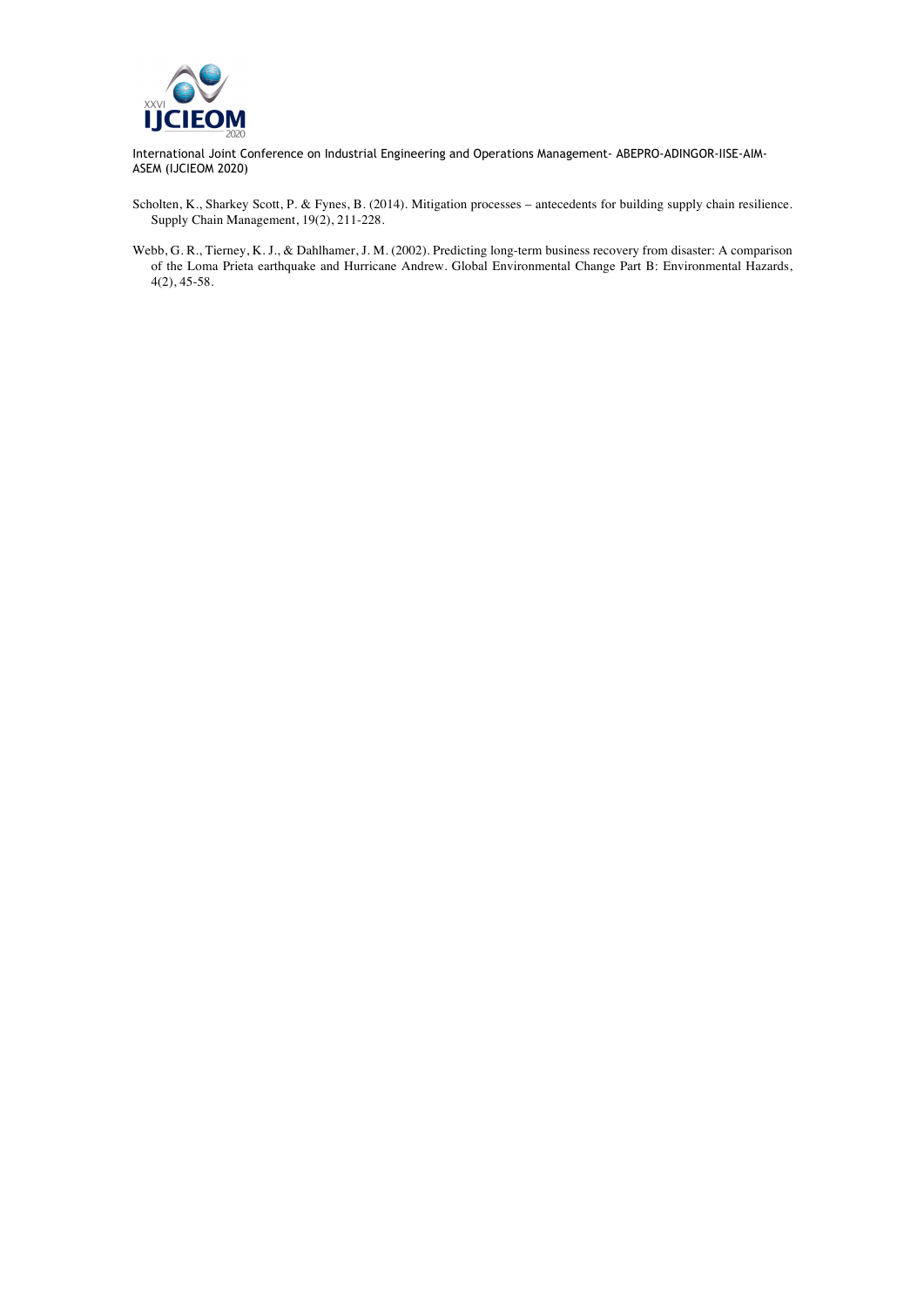Scholten, K., Sharkey Scott, P. & Fynes, B. (2014). Mitigation processes – antecedents for building supply chain resilience. Supply Chain Management, 19(2), 211-228.

Webb, G. R., Tierney, K. J., & Dahlhamer, J. M. (2002). Predicting long-term business recovery from disaster: A comparison of the Loma Prieta earthquake and Hurricane Andrew. Global Environmental Change Part B: Environmental Hazards, 4(2), 45-58.